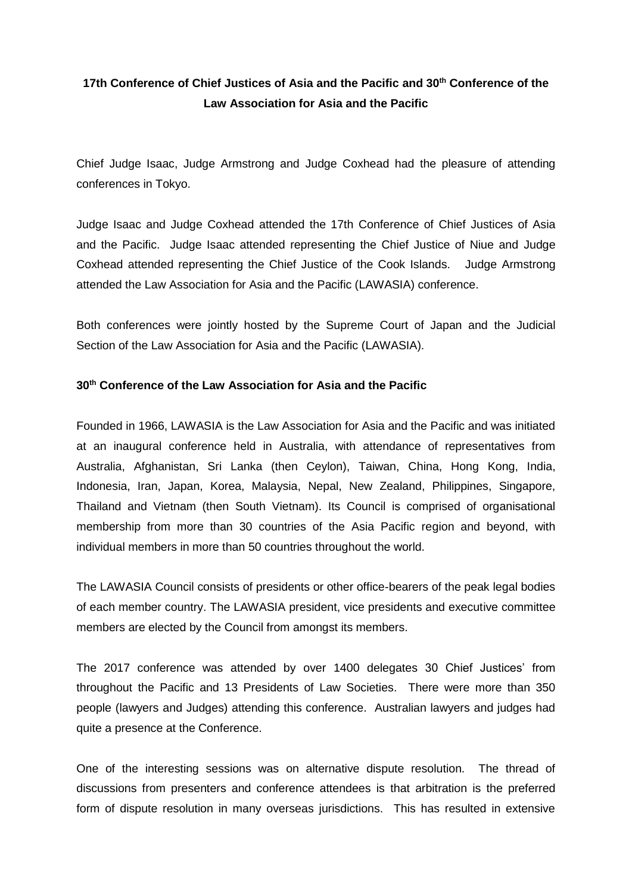# 17th Conference of Chief Justices of Asia and the Pacific and 30th Conference of the Law Association for Asia and the Pacific

Chief Judge Isaac, Judge Armstrong and Judge Coxhead had the pleasure of attending conferences in Tokyo.

Judge Isaac and Judge Coxhead attended the 17th Conference of Chief Justices of Asia and the Pacific. Judge Isaac attended representing the Chief Justice of Niue and Judge Coxhead attended representing the Chief Justice of the Cook Islands. Judge Armstrong attended the Law Association for Asia and the Pacific (LAWASIA) conference.

Both conferences were jointly hosted by the Supreme Court of Japan and the Judicial Section of the Law Association for Asia and the Pacific (LAWASIA).

## 30th Conference of the Law Association for Asia and the Pacific

Founded in 1966, LAWASIA is the Law Association for Asia and the Pacific and was initiated at an inaugural conference held in Australia, with attendance of representatives from Australia, Afghanistan, Sri Lanka (then Ceylon), Taiwan, China, Hong Kong, India, Indonesia, Iran, Japan, Korea, Malaysia, Nepal, New Zealand, Philippines, Singapore, Thailand and Vietnam (then South Vietnam). Its Council is comprised of organisational membership from more than 30 countries of the Asia Pacific region and beyond, with individual members in more than 50 countries throughout the world.

The LAWASIA Council consists of presidents or other office-bearers of the peak legal bodies of each member country. The LAWASIA president, vice presidents and executive committee members are elected by the Council from amongst its members.

The 2017 conference was attended by over 1400 delegates 30 Chief Justices' from throughout the Pacific and 13 Presidents of Law Societies. There were more than 350 people (lawyers and Judges) attending this conference. Australian lawyers and judges had quite a presence at the Conference.

One of the interesting sessions was on alternative dispute resolution. The thread of discussions from presenters and conference attendees is that arbitration is the preferred form of dispute resolution in many overseas jurisdictions. This has resulted in extensive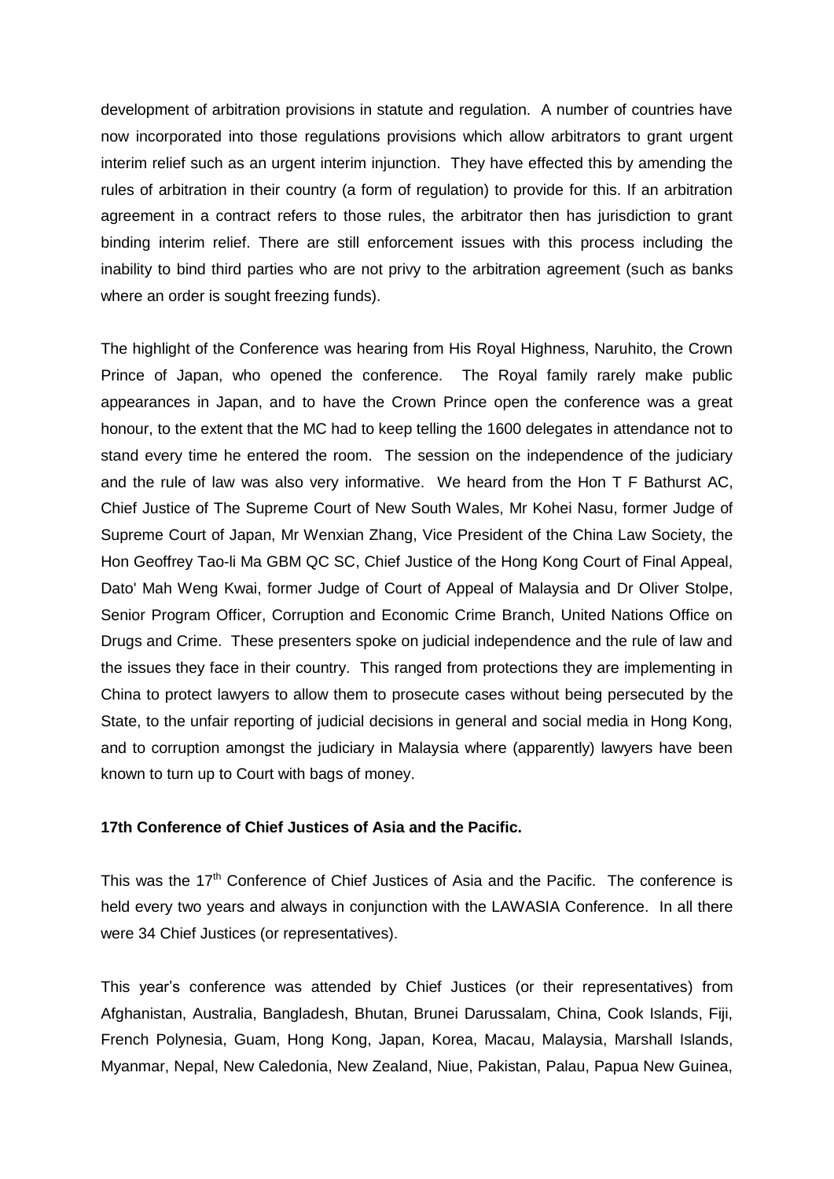development of arbitration provisions in statute and regulation. A number of countries have now incorporated into those regulations provisions which allow arbitrators to grant urgent interim relief such as an urgent interim injunction. They have effected this by amending the rules of arbitration in their country (a form of regulation) to provide for this. If an arbitration agreement in a contract refers to those rules, the arbitrator then has jurisdiction to grant binding interim relief. There are still enforcement issues with this process including the inability to bind third parties who are not privy to the arbitration agreement (such as banks where an order is sought freezing funds).

The highlight of the Conference was hearing from His Royal Highness, Naruhito, the Crown Prince of Japan, who opened the conference. The Royal family rarely make public appearances in Japan, and to have the Crown Prince open the conference was a great honour, to the extent that the MC had to keep telling the 1600 delegates in attendance not to stand every time he entered the room. The session on the independence of the judiciary and the rule of law was also very informative. We heard from the Hon T F Bathurst AC, Chief Justice of The Supreme Court of New South Wales, Mr Kohei Nasu, former Judge of Supreme Court of Japan, Mr Wenxian Zhang, Vice President of the China Law Society, the Hon Geoffrey Tao-li Ma GBM QC SC, Chief Justice of the Hong Kong Court of Final Appeal, Dato' Mah Weng Kwai, former Judge of Court of Appeal of Malaysia and Dr Oliver Stolpe, Senior Program Officer, Corruption and Economic Crime Branch, United Nations Office on Drugs and Crime. These presenters spoke on judicial independence and the rule of law and the issues they face in their country. This ranged from protections they are implementing in China to protect lawyers to allow them to prosecute cases without being persecuted by the State, to the unfair reporting of judicial decisions in general and social media in Hong Kong, and to corruption amongst the judiciary in Malaysia where (apparently) lawyers have been known to turn up to Court with bags of money.

**17th Conference of Chief Justices of Asia and the Pacific.**

This was the 17th Conference of Chief Justices of Asia and the Pacific. The conference is held every two years and always in conjunction with the LAWASIA Conference. In all there were 34 Chief Justices (or representatives).

This year's conference was attended by Chief Justices (or their representatives) from Afghanistan, Australia, Bangladesh, Bhutan, Brunei Darussalam, China, Cook Islands, Fiji, French Polynesia, Guam, Hong Kong, Japan, Korea, Macau, Malaysia, Marshall Islands, Myanmar, Nepal, New Caledonia, New Zealand, Niue, Pakistan, Palau, Papua New Guinea,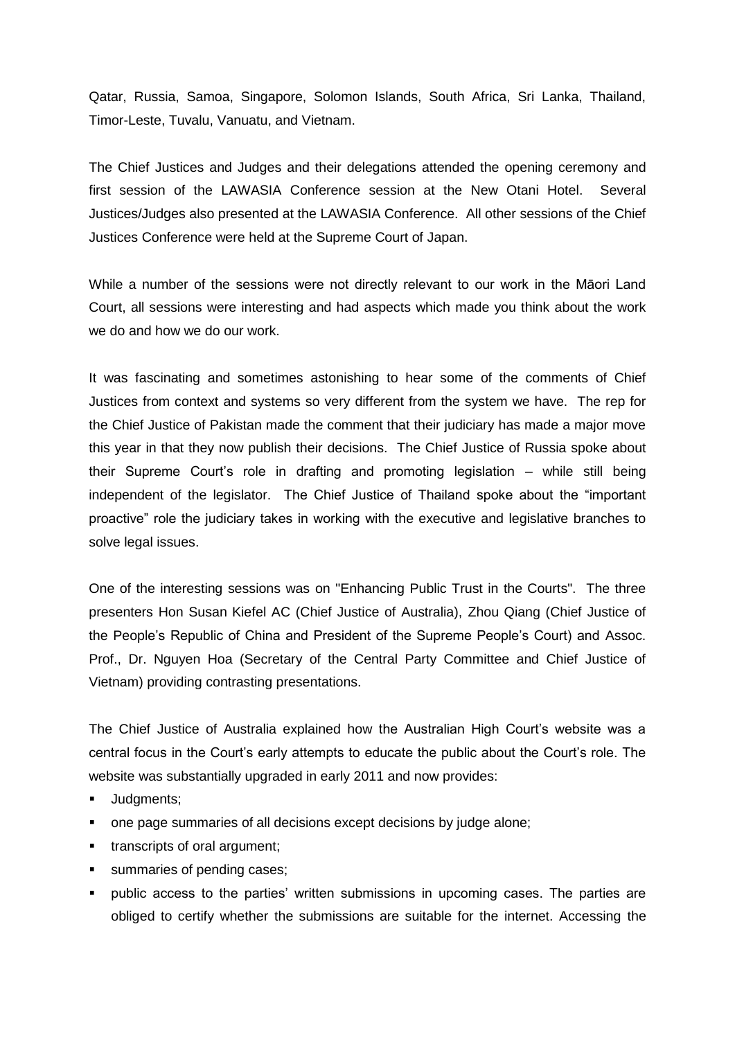Qatar, Russia, Samoa, Singapore, Solomon Islands, South Africa, Sri Lanka, Thailand, Timor-Leste, Tuvalu, Vanuatu, and Vietnam.

The Chief Justices and Judges and their delegations attended the opening ceremony and first session of the LAWASIA Conference session at the New Otani Hotel. Several Justices/Judges also presented at the LAWASIA Conference. All other sessions of the Chief Justices Conference were held at the Supreme Court of Japan.

While a number of the sessions were not directly relevant to our work in the Māori Land Court, all sessions were interesting and had aspects which made you think about the work we do and how we do our work.

It was fascinating and sometimes astonishing to hear some of the comments of Chief Justices from context and systems so very different from the system we have. The rep for the Chief Justice of Pakistan made the comment that their judiciary has made a major move this year in that they now publish their decisions. The Chief Justice of Russia spoke about their Supreme Court's role in drafting and promoting legislation – while still being independent of the legislator. The Chief Justice of Thailand spoke about the "important proactive" role the judiciary takes in working with the executive and legislative branches to solve legal issues.

One of the interesting sessions was on "Enhancing Public Trust in the Courts". The three presenters Hon Susan Kiefel AC (Chief Justice of Australia), Zhou Qiang (Chief Justice of the People's Republic of China and President of the Supreme People's Court) and Assoc. Prof., Dr. Nguyen Hoa (Secretary of the Central Party Committee and Chief Justice of Vietnam) providing contrasting presentations.

The Chief Justice of Australia explained how the Australian High Court's website was a central focus in the Court's early attempts to educate the public about the Court's role. The website was substantially upgraded in early 2011 and now provides:

- Judgments;
- one page summaries of all decisions except decisions by judge alone;
- transcripts of oral argument;
- summaries of pending cases;
- public access to the parties' written submissions in upcoming cases. The parties are obliged to certify whether the submissions are suitable for the internet. Accessing the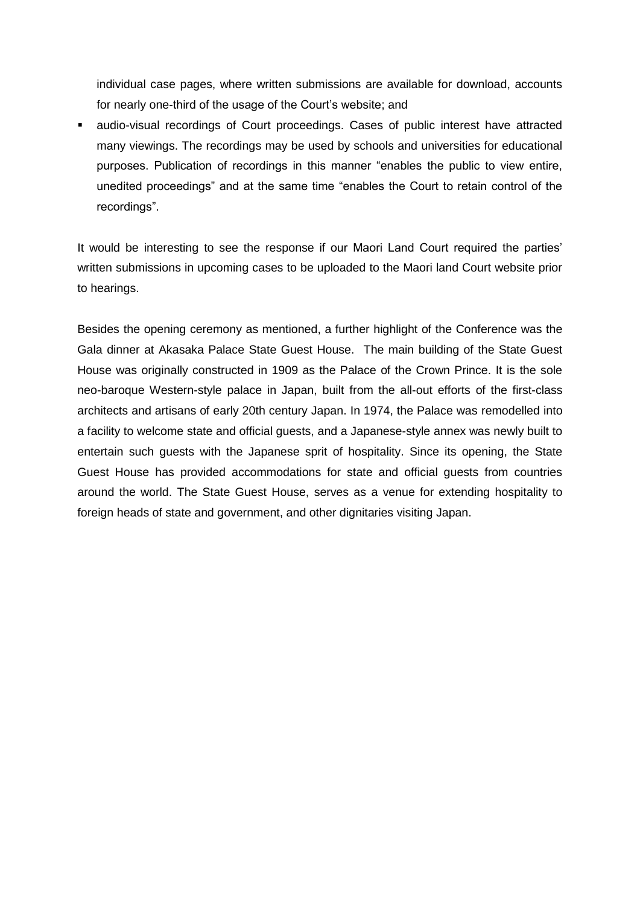individual case pages, where written submissions are available for download, accounts for nearly one-third of the usage of the Court's website; and

- audio-visual recordings of Court proceedings. Cases of public interest have attracted many viewings. The recordings may be used by schools and universities for educational purposes. Publication of recordings in this manner "enables the public to view entire, unedited proceedings" and at the same time "enables the Court to retain control of the recordings".

It would be interesting to see the response if our Maori Land Court required the parties' written submissions in upcoming cases to be uploaded to the Maori land Court website prior to hearings.

Besides the opening ceremony as mentioned, a further highlight of the Conference was the Gala dinner at Akasaka Palace State Guest House. The main building of the State Guest House was originally constructed in 1909 as the Palace of the Crown Prince. It is the sole neo-baroque Western-style palace in Japan, built from the all-out efforts of the first-class architects and artisans of early 20th century Japan. In 1974, the Palace was remodelled into a facility to welcome state and official guests, and a Japanese-style annex was newly built to entertain such guests with the Japanese sprit of hospitality. Since its opening, the State Guest House has provided accommodations for state and official guests from countries around the world. The State Guest House, serves as a venue for extending hospitality to foreign heads of state and government, and other dignitaries visiting Japan.